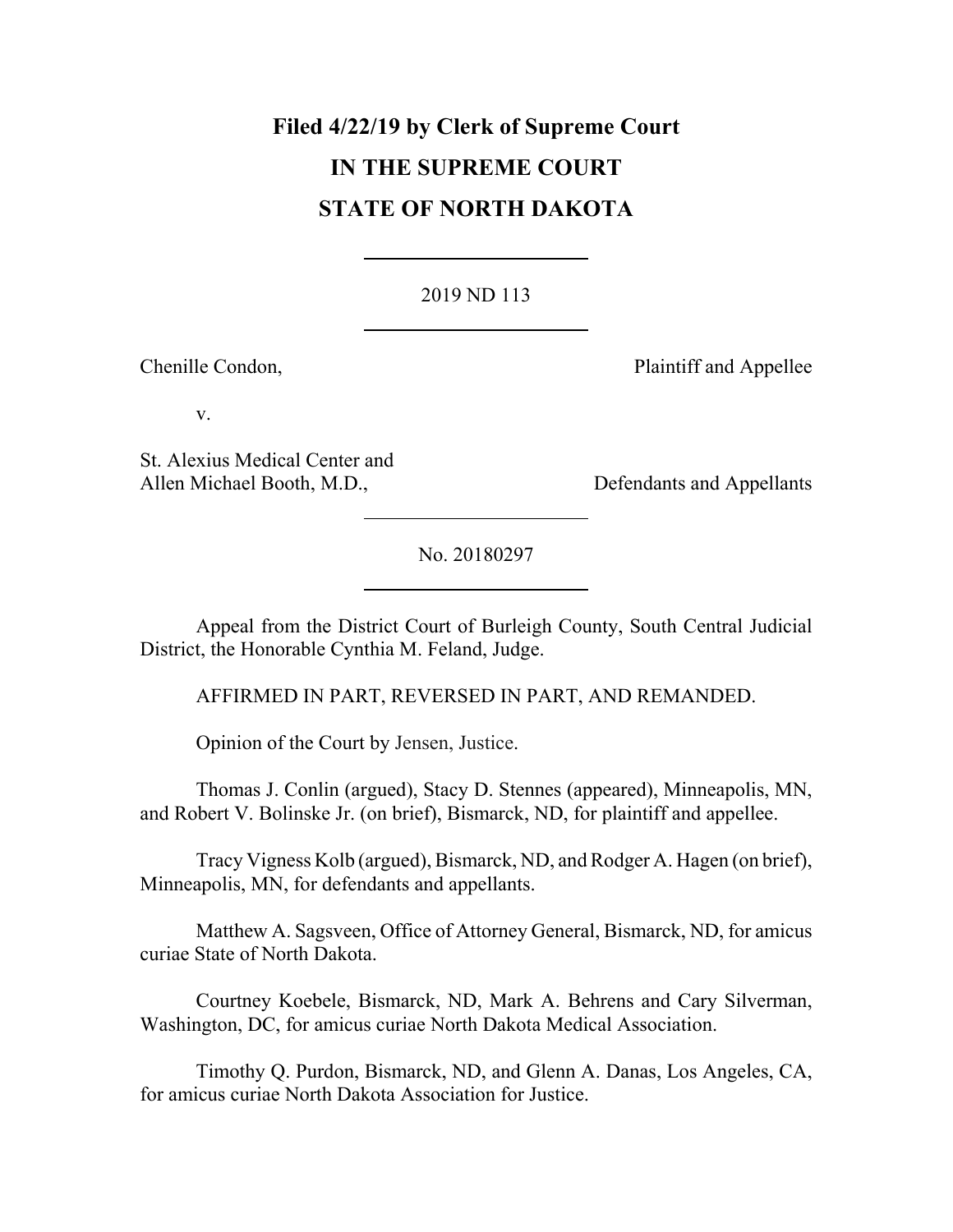**Filed 4/22/19 by Clerk of Supreme Court**

# IN THE SUPREME COURT
# STATE OF NORTH DAKOTA

---

2019 ND 113

---

Chenille Condon, Plaintiff and Appellee

v.

St. Alexius Medical Center and Allen Michael Booth, M.D., Defendants and Appellants

---

No. 20180297

---

Appeal from the District Court of Burleigh County, South Central Judicial District, the Honorable Cynthia M. Feland, Judge.

AFFIRMED IN PART, REVERSED IN PART, AND REMANDED.

Opinion of the Court by Jensen, Justice.

Thomas J. Conlin (argued), Stacy D. Stennes (appeared), Minneapolis, MN, and Robert V. Bolinske Jr. (on brief), Bismarck, ND, for plaintiff and appellee.

Tracy Vigness Kolb (argued), Bismarck, ND, and Rodger A. Hagen (on brief), Minneapolis, MN, for defendants and appellants.

Matthew A. Sagsveen, Office of Attorney General, Bismarck, ND, for amicus curiae State of North Dakota.

Courtney Koebele, Bismarck, ND, Mark A. Behrens and Cary Silverman, Washington, DC, for amicus curiae North Dakota Medical Association.

Timothy Q. Purdon, Bismarck, ND, and Glenn A. Danas, Los Angeles, CA, for amicus curiae North Dakota Association for Justice.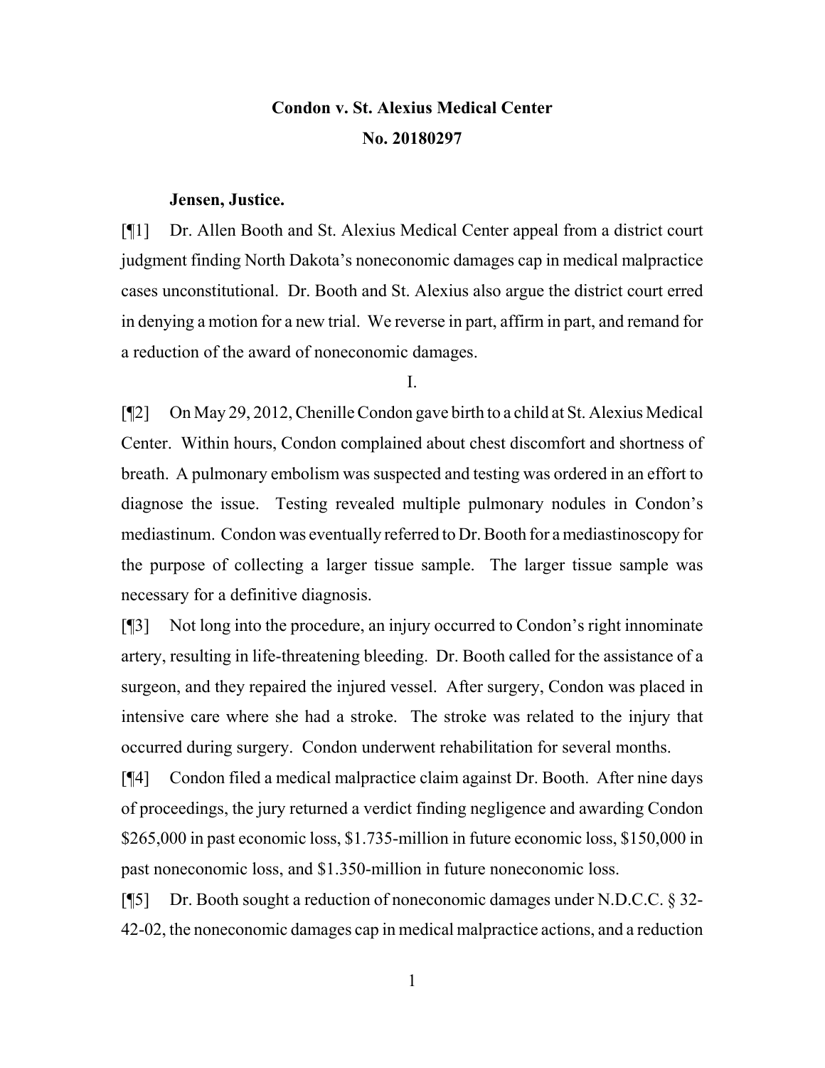**Condon v. St. Alexius Medical Center**

**No. 20180297**

**Jensen, Justice.**

[¶1] Dr. Allen Booth and St. Alexius Medical Center appeal from a district court judgment finding North Dakota's noneconomic damages cap in medical malpractice cases unconstitutional. Dr. Booth and St. Alexius also argue the district court erred in denying a motion for a new trial. We reverse in part, affirm in part, and remand for a reduction of the award of noneconomic damages.

I.

[¶2] On May 29, 2012, Chenille Condon gave birth to a child at St. Alexius Medical Center. Within hours, Condon complained about chest discomfort and shortness of breath. A pulmonary embolism was suspected and testing was ordered in an effort to diagnose the issue. Testing revealed multiple pulmonary nodules in Condon's mediastinum. Condon was eventually referred to Dr. Booth for a mediastinoscopy for the purpose of collecting a larger tissue sample. The larger tissue sample was necessary for a definitive diagnosis.

[¶3] Not long into the procedure, an injury occurred to Condon's right innominate artery, resulting in life-threatening bleeding. Dr. Booth called for the assistance of a surgeon, and they repaired the injured vessel. After surgery, Condon was placed in intensive care where she had a stroke. The stroke was related to the injury that occurred during surgery. Condon underwent rehabilitation for several months.

[¶4] Condon filed a medical malpractice claim against Dr. Booth. After nine days of proceedings, the jury returned a verdict finding negligence and awarding Condon $265,000 in past economic loss, $1.735-million in future economic loss, $150,000 in past noneconomic loss, and $1.350-million in future noneconomic loss.

[¶5] Dr. Booth sought a reduction of noneconomic damages under N.D.C.C. § 32-42-02, the noneconomic damages cap in medical malpractice actions, and a reduction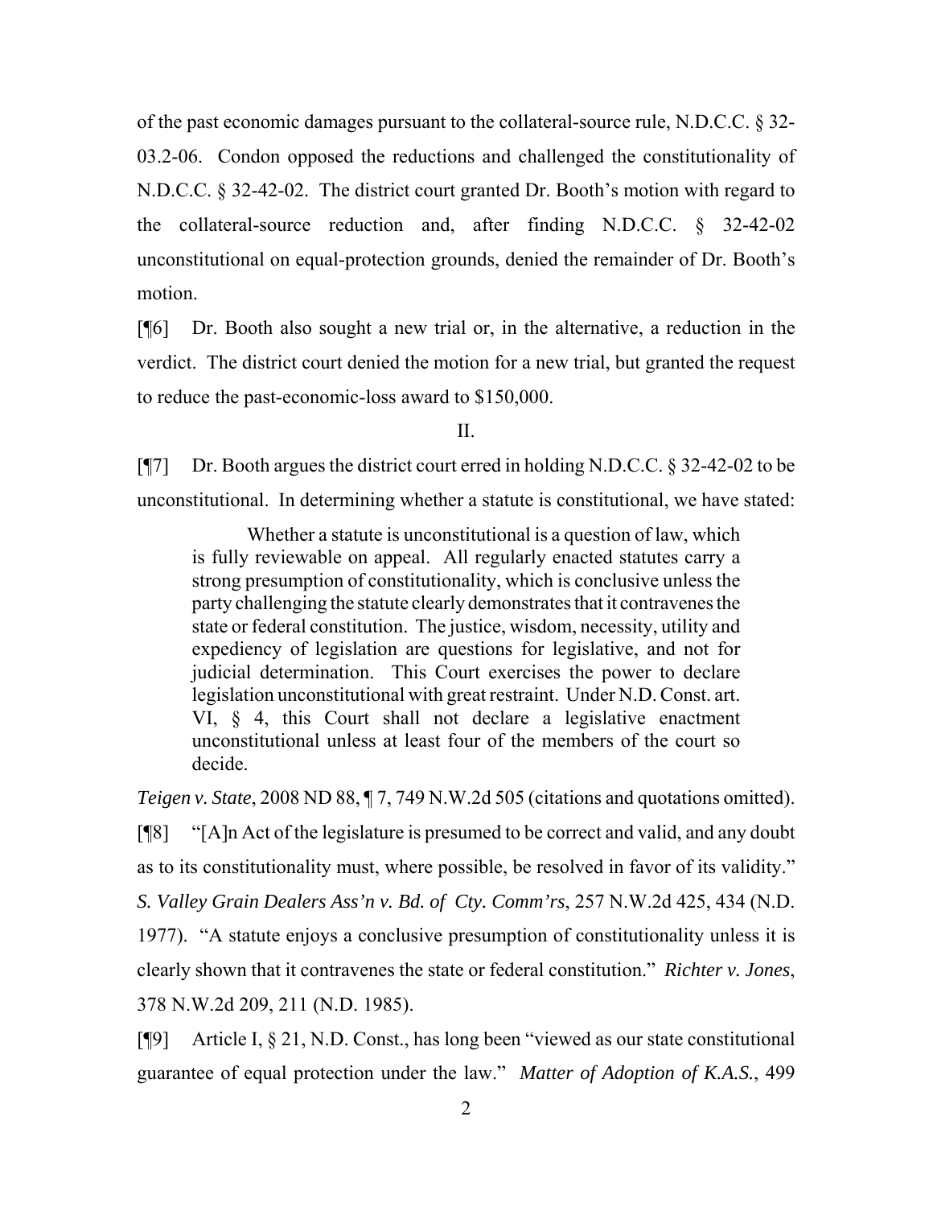of the past economic damages pursuant to the collateral-source rule, N.D.C.C. § 32-03.2-06. Condon opposed the reductions and challenged the constitutionality of N.D.C.C. § 32-42-02. The district court granted Dr. Booth's motion with regard to the collateral-source reduction and, after finding N.D.C.C. § 32-42-02 unconstitutional on equal-protection grounds, denied the remainder of Dr. Booth's motion.

[¶6] Dr. Booth also sought a new trial or, in the alternative, a reduction in the verdict. The district court denied the motion for a new trial, but granted the request to reduce the past-economic-loss award to $150,000.

II.

[¶7] Dr. Booth argues the district court erred in holding N.D.C.C. § 32-42-02 to be unconstitutional. In determining whether a statute is constitutional, we have stated:

> Whether a statute is unconstitutional is a question of law, which is fully reviewable on appeal. All regularly enacted statutes carry a strong presumption of constitutionality, which is conclusive unless the party challenging the statute clearly demonstrates that it contravenes the state or federal constitution. The justice, wisdom, necessity, utility and expediency of legislation are questions for legislative, and not for judicial determination. This Court exercises the power to declare legislation unconstitutional with great restraint. Under N.D. Const. art. VI, § 4, this Court shall not declare a legislative enactment unconstitutional unless at least four of the members of the court so decide.

*Teigen v. State*, 2008 ND 88, ¶ 7, 749 N.W.2d 505 (citations and quotations omitted).

[¶8] "[A]n Act of the legislature is presumed to be correct and valid, and any doubt as to its constitutionality must, where possible, be resolved in favor of its validity." *S. Valley Grain Dealers Ass'n v. Bd. of Cty. Comm'rs*, 257 N.W.2d 425, 434 (N.D. 1977). "A statute enjoys a conclusive presumption of constitutionality unless it is clearly shown that it contravenes the state or federal constitution." *Richter v. Jones*, 378 N.W.2d 209, 211 (N.D. 1985).

[¶9] Article I, § 21, N.D. Const., has long been "viewed as our state constitutional guarantee of equal protection under the law." *Matter of Adoption of K.A.S.*, 499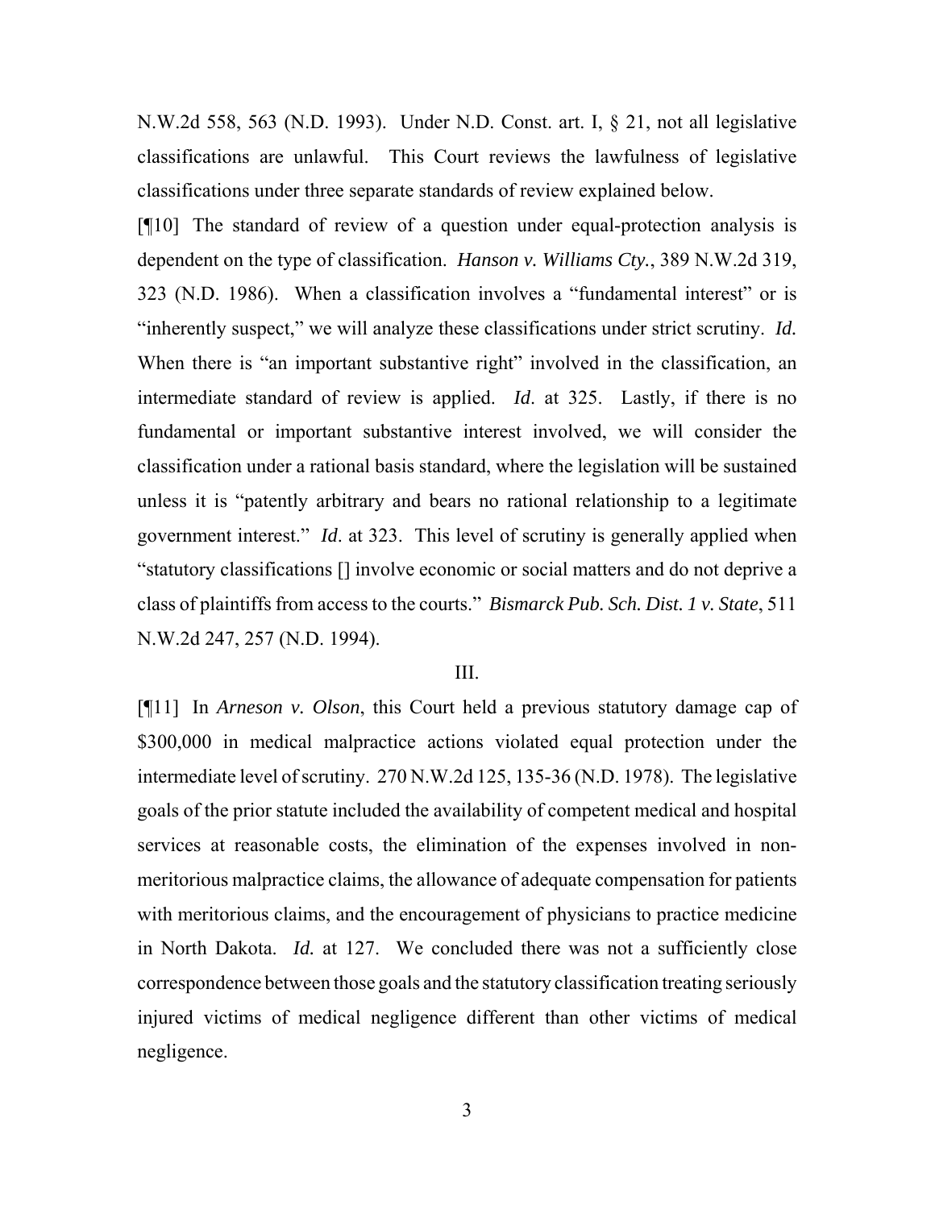N.W.2d 558, 563 (N.D. 1993). Under N.D. Const. art. I, § 21, not all legislative classifications are unlawful. This Court reviews the lawfulness of legislative classifications under three separate standards of review explained below.

[¶10] The standard of review of a question under equal-protection analysis is dependent on the type of classification. *Hanson v. Williams Cty.*, 389 N.W.2d 319, 323 (N.D. 1986). When a classification involves a "fundamental interest" or is "inherently suspect," we will analyze these classifications under strict scrutiny. *Id.* When there is "an important substantive right" involved in the classification, an intermediate standard of review is applied. *Id*. at 325. Lastly, if there is no fundamental or important substantive interest involved, we will consider the classification under a rational basis standard, where the legislation will be sustained unless it is "patently arbitrary and bears no rational relationship to a legitimate government interest." *Id*. at 323. This level of scrutiny is generally applied when "statutory classifications [] involve economic or social matters and do not deprive a class of plaintiffs from access to the courts." *Bismarck Pub. Sch. Dist. 1 v. State*, 511 N.W.2d 247, 257 (N.D. 1994).

III.

[¶11] In *Arneson v. Olson*, this Court held a previous statutory damage cap of $300,000 in medical malpractice actions violated equal protection under the intermediate level of scrutiny. 270 N.W.2d 125, 135-36 (N.D. 1978). The legislative goals of the prior statute included the availability of competent medical and hospital services at reasonable costs, the elimination of the expenses involved in non-meritorious malpractice claims, the allowance of adequate compensation for patients with meritorious claims, and the encouragement of physicians to practice medicine in North Dakota. *Id.* at 127. We concluded there was not a sufficiently close correspondence between those goals and the statutory classification treating seriously injured victims of medical negligence different than other victims of medical negligence.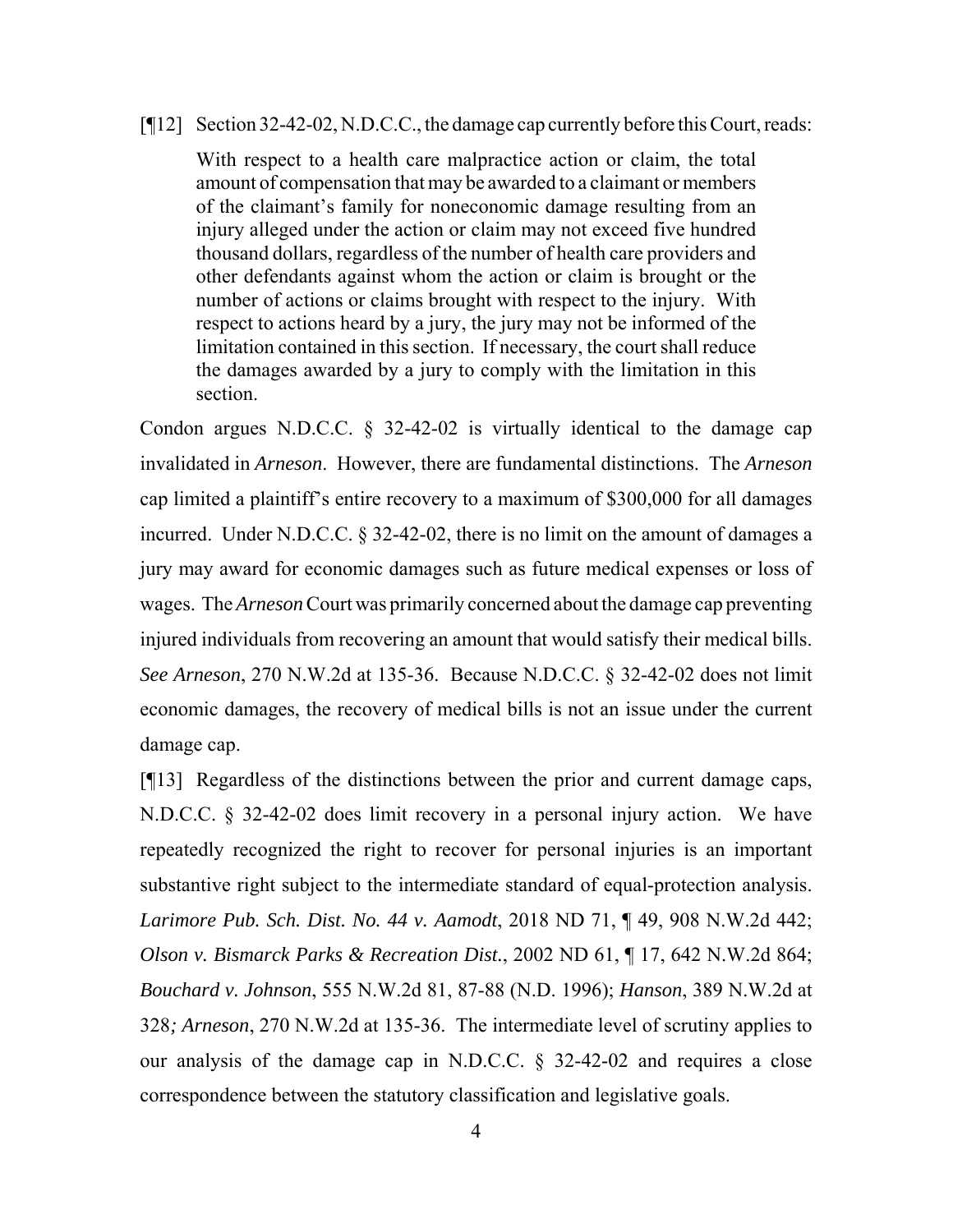[¶12] Section 32-42-02, N.D.C.C., the damage cap currently before this Court, reads:

> With respect to a health care malpractice action or claim, the total amount of compensation that may be awarded to a claimant or members of the claimant's family for noneconomic damage resulting from an injury alleged under the action or claim may not exceed five hundred thousand dollars, regardless of the number of health care providers and other defendants against whom the action or claim is brought or the number of actions or claims brought with respect to the injury. With respect to actions heard by a jury, the jury may not be informed of the limitation contained in this section. If necessary, the court shall reduce the damages awarded by a jury to comply with the limitation in this section.

Condon argues N.D.C.C. § 32-42-02 is virtually identical to the damage cap invalidated in *Arneson*. However, there are fundamental distinctions. The *Arneson* cap limited a plaintiff's entire recovery to a maximum of $300,000 for all damages incurred. Under N.D.C.C. § 32-42-02, there is no limit on the amount of damages a jury may award for economic damages such as future medical expenses or loss of wages. The *Arneson* Court was primarily concerned about the damage cap preventing injured individuals from recovering an amount that would satisfy their medical bills. *See Arneson*, 270 N.W.2d at 135-36. Because N.D.C.C. § 32-42-02 does not limit economic damages, the recovery of medical bills is not an issue under the current damage cap.

[¶13] Regardless of the distinctions between the prior and current damage caps, N.D.C.C. § 32-42-02 does limit recovery in a personal injury action. We have repeatedly recognized the right to recover for personal injuries is an important substantive right subject to the intermediate standard of equal-protection analysis. *Larimore Pub. Sch. Dist. No. 44 v. Aamodt*, 2018 ND 71, ¶ 49, 908 N.W.2d 442; *Olson v. Bismarck Parks & Recreation Dist.*, 2002 ND 61, ¶ 17, 642 N.W.2d 864; *Bouchard v. Johnson*, 555 N.W.2d 81, 87-88 (N.D. 1996); *Hanson*, 389 N.W.2d at 328; *Arneson*, 270 N.W.2d at 135-36. The intermediate level of scrutiny applies to our analysis of the damage cap in N.D.C.C. § 32-42-02 and requires a close correspondence between the statutory classification and legislative goals.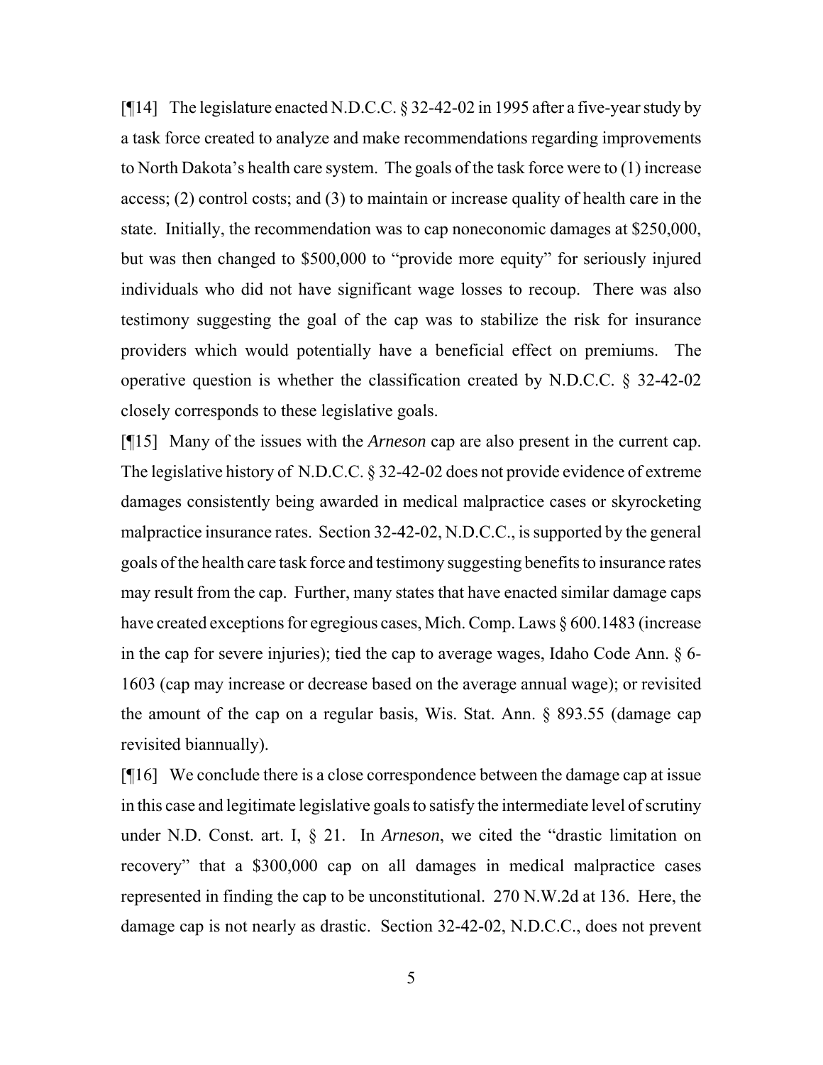[¶14] The legislature enacted N.D.C.C. § 32-42-02 in 1995 after a five-year study by a task force created to analyze and make recommendations regarding improvements to North Dakota's health care system. The goals of the task force were to (1) increase access; (2) control costs; and (3) to maintain or increase quality of health care in the state. Initially, the recommendation was to cap noneconomic damages at $250,000, but was then changed to $500,000 to "provide more equity" for seriously injured individuals who did not have significant wage losses to recoup. There was also testimony suggesting the goal of the cap was to stabilize the risk for insurance providers which would potentially have a beneficial effect on premiums. The operative question is whether the classification created by N.D.C.C. § 32-42-02 closely corresponds to these legislative goals.

[¶15] Many of the issues with the *Arneson* cap are also present in the current cap. The legislative history of N.D.C.C. § 32-42-02 does not provide evidence of extreme damages consistently being awarded in medical malpractice cases or skyrocketing malpractice insurance rates. Section 32-42-02, N.D.C.C., is supported by the general goals of the health care task force and testimony suggesting benefits to insurance rates may result from the cap. Further, many states that have enacted similar damage caps have created exceptions for egregious cases, Mich. Comp. Laws § 600.1483 (increase in the cap for severe injuries); tied the cap to average wages, Idaho Code Ann. § 6-1603 (cap may increase or decrease based on the average annual wage); or revisited the amount of the cap on a regular basis, Wis. Stat. Ann. § 893.55 (damage cap revisited biannually).

[¶16] We conclude there is a close correspondence between the damage cap at issue in this case and legitimate legislative goals to satisfy the intermediate level of scrutiny under N.D. Const. art. I, § 21. In *Arneson*, we cited the "drastic limitation on recovery" that a $300,000 cap on all damages in medical malpractice cases represented in finding the cap to be unconstitutional. 270 N.W.2d at 136. Here, the damage cap is not nearly as drastic. Section 32-42-02, N.D.C.C., does not prevent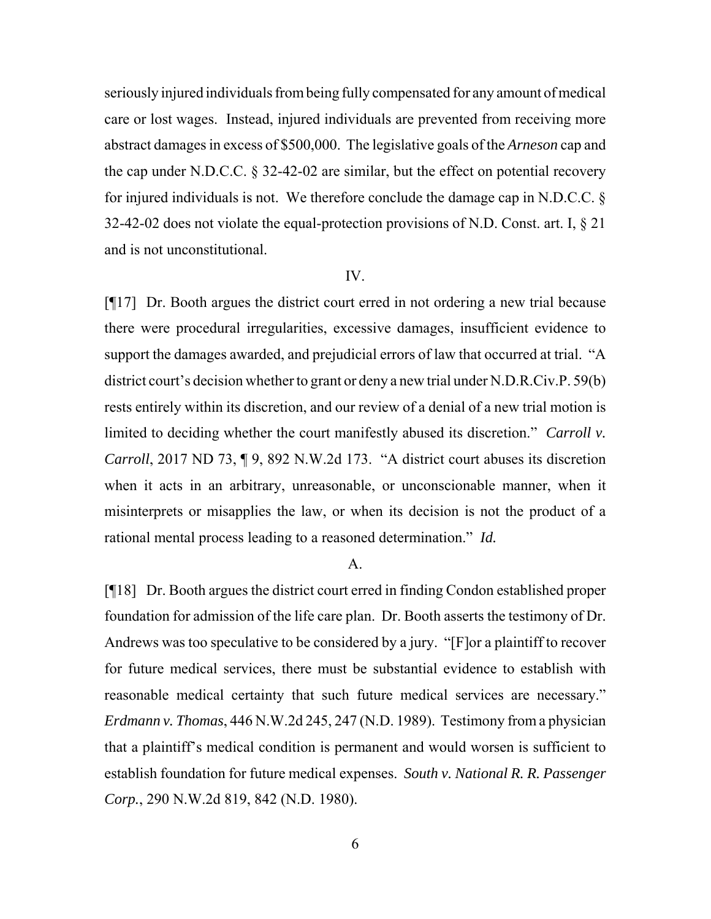seriously injured individuals from being fully compensated for any amount of medical care or lost wages. Instead, injured individuals are prevented from receiving more abstract damages in excess of $500,000. The legislative goals of the *Arneson* cap and the cap under N.D.C.C. § 32-42-02 are similar, but the effect on potential recovery for injured individuals is not. We therefore conclude the damage cap in N.D.C.C. § 32-42-02 does not violate the equal-protection provisions of N.D. Const. art. I, § 21 and is not unconstitutional.

## IV.

[¶17] Dr. Booth argues the district court erred in not ordering a new trial because there were procedural irregularities, excessive damages, insufficient evidence to support the damages awarded, and prejudicial errors of law that occurred at trial. "A district court's decision whether to grant or deny a new trial under N.D.R.Civ.P. 59(b) rests entirely within its discretion, and our review of a denial of a new trial motion is limited to deciding whether the court manifestly abused its discretion." *Carroll v. Carroll*, 2017 ND 73, ¶ 9, 892 N.W.2d 173. "A district court abuses its discretion when it acts in an arbitrary, unreasonable, or unconscionable manner, when it misinterprets or misapplies the law, or when its decision is not the product of a rational mental process leading to a reasoned determination." *Id.*

### A.

[¶18] Dr. Booth argues the district court erred in finding Condon established proper foundation for admission of the life care plan. Dr. Booth asserts the testimony of Dr. Andrews was too speculative to be considered by a jury. "[F]or a plaintiff to recover for future medical services, there must be substantial evidence to establish with reasonable medical certainty that such future medical services are necessary." *Erdmann v. Thomas*, 446 N.W.2d 245, 247 (N.D. 1989). Testimony from a physician that a plaintiff's medical condition is permanent and would worsen is sufficient to establish foundation for future medical expenses. *South v. National R. R. Passenger Corp.*, 290 N.W.2d 819, 842 (N.D. 1980).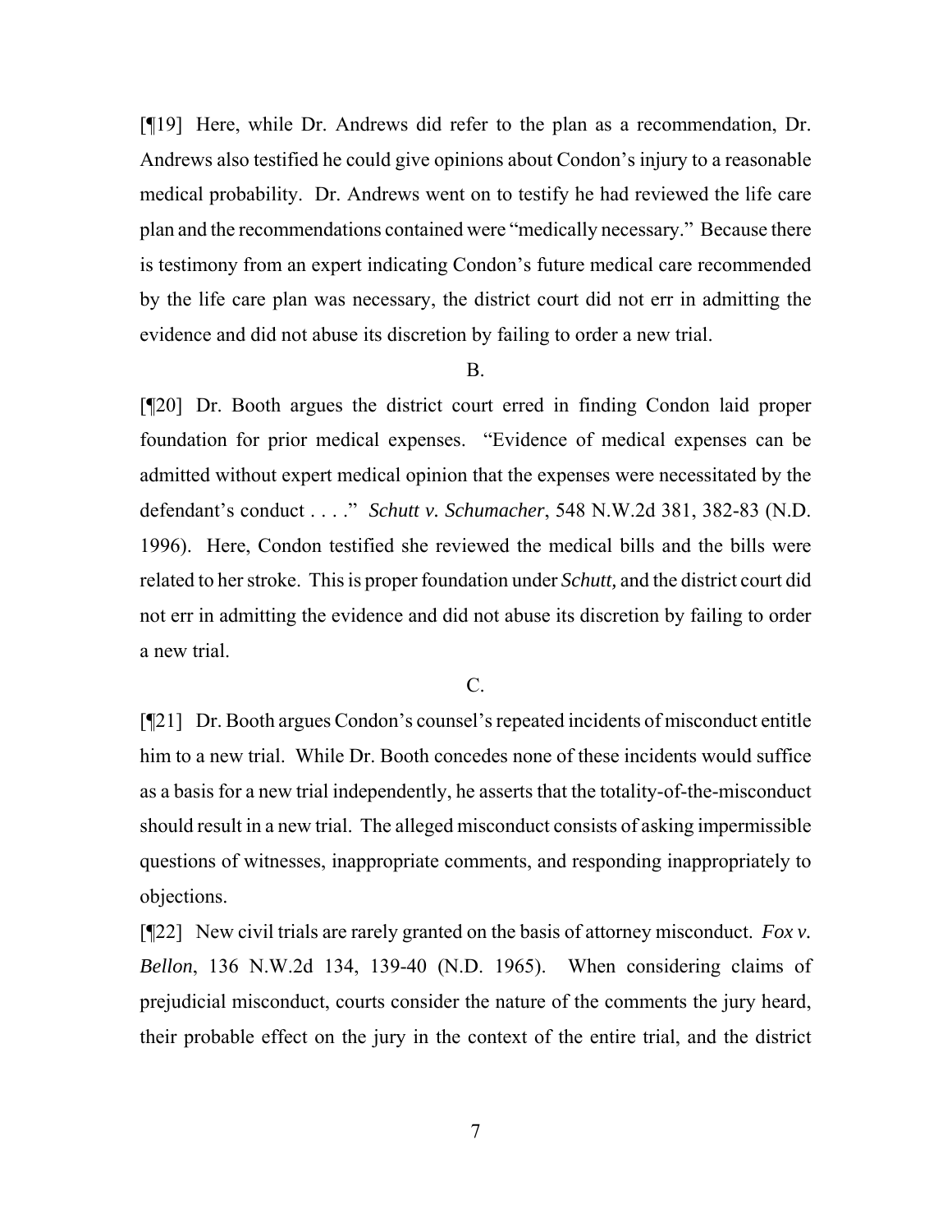[¶19] Here, while Dr. Andrews did refer to the plan as a recommendation, Dr. Andrews also testified he could give opinions about Condon's injury to a reasonable medical probability. Dr. Andrews went on to testify he had reviewed the life care plan and the recommendations contained were "medically necessary." Because there is testimony from an expert indicating Condon's future medical care recommended by the life care plan was necessary, the district court did not err in admitting the evidence and did not abuse its discretion by failing to order a new trial.

B.

[¶20] Dr. Booth argues the district court erred in finding Condon laid proper foundation for prior medical expenses. "Evidence of medical expenses can be admitted without expert medical opinion that the expenses were necessitated by the defendant's conduct . . . ." *Schutt v. Schumacher*, 548 N.W.2d 381, 382-83 (N.D. 1996). Here, Condon testified she reviewed the medical bills and the bills were related to her stroke. This is proper foundation under *Schutt,* and the district court did not err in admitting the evidence and did not abuse its discretion by failing to order a new trial.

C.

[¶21] Dr. Booth argues Condon's counsel's repeated incidents of misconduct entitle him to a new trial. While Dr. Booth concedes none of these incidents would suffice as a basis for a new trial independently, he asserts that the totality-of-the-misconduct should result in a new trial. The alleged misconduct consists of asking impermissible questions of witnesses, inappropriate comments, and responding inappropriately to objections.

[¶22] New civil trials are rarely granted on the basis of attorney misconduct. *Fox v. Bellon*, 136 N.W.2d 134, 139-40 (N.D. 1965). When considering claims of prejudicial misconduct, courts consider the nature of the comments the jury heard, their probable effect on the jury in the context of the entire trial, and the district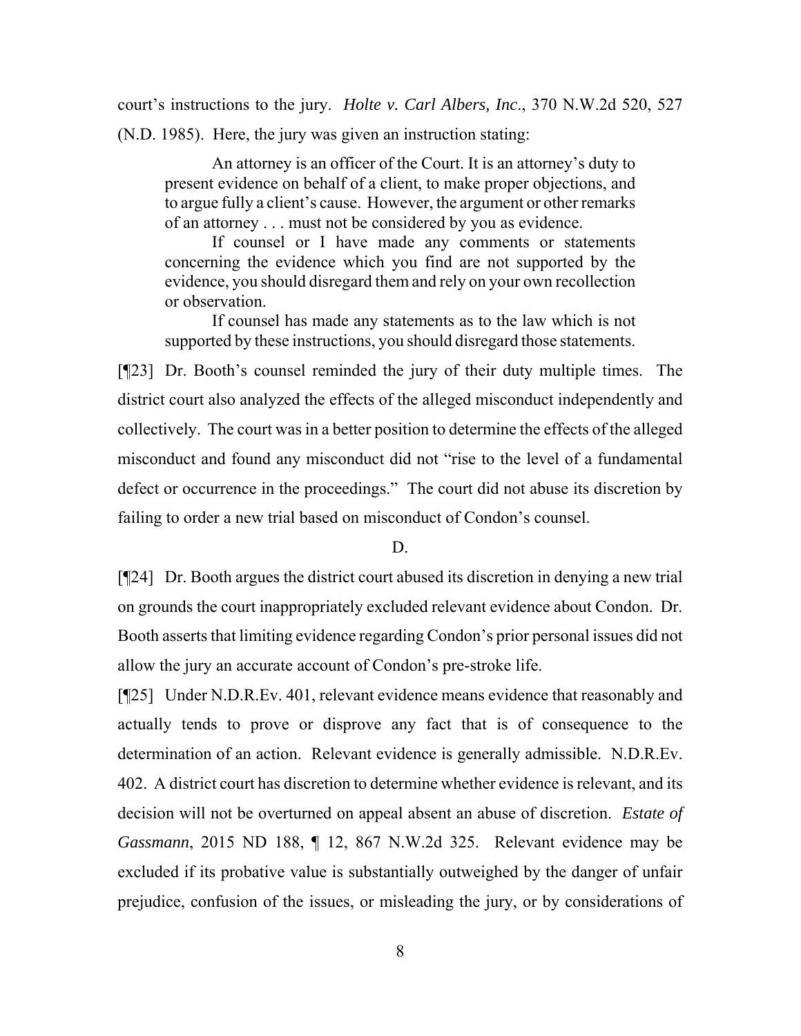court's instructions to the jury. *Holte v. Carl Albers, Inc*., 370 N.W.2d 520, 527 (N.D. 1985). Here, the jury was given an instruction stating:

> An attorney is an officer of the Court. It is an attorney's duty to present evidence on behalf of a client, to make proper objections, and to argue fully a client's cause. However, the argument or other remarks of an attorney . . . must not be considered by you as evidence.
>
> If counsel or I have made any comments or statements concerning the evidence which you find are not supported by the evidence, you should disregard them and rely on your own recollection or observation.
>
> If counsel has made any statements as to the law which is not supported by these instructions, you should disregard those statements.

[¶23] Dr. Booth's counsel reminded the jury of their duty multiple times. The district court also analyzed the effects of the alleged misconduct independently and collectively. The court was in a better position to determine the effects of the alleged misconduct and found any misconduct did not "rise to the level of a fundamental defect or occurrence in the proceedings." The court did not abuse its discretion by failing to order a new trial based on misconduct of Condon's counsel.

D.

[¶24] Dr. Booth argues the district court abused its discretion in denying a new trial on grounds the court inappropriately excluded relevant evidence about Condon. Dr. Booth asserts that limiting evidence regarding Condon's prior personal issues did not allow the jury an accurate account of Condon's pre-stroke life.

[¶25] Under N.D.R.Ev. 401, relevant evidence means evidence that reasonably and actually tends to prove or disprove any fact that is of consequence to the determination of an action. Relevant evidence is generally admissible. N.D.R.Ev. 402. A district court has discretion to determine whether evidence is relevant, and its decision will not be overturned on appeal absent an abuse of discretion. *Estate of Gassmann*, 2015 ND 188, ¶ 12, 867 N.W.2d 325. Relevant evidence may be excluded if its probative value is substantially outweighed by the danger of unfair prejudice, confusion of the issues, or misleading the jury, or by considerations of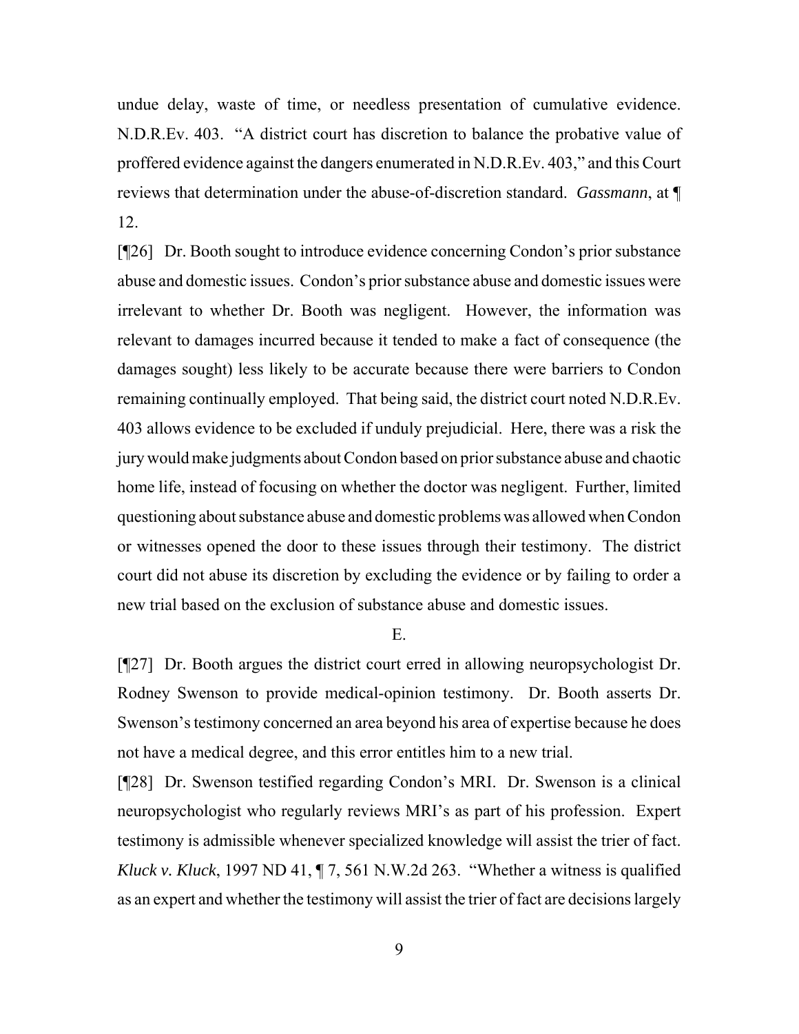undue delay, waste of time, or needless presentation of cumulative evidence. N.D.R.Ev. 403. "A district court has discretion to balance the probative value of proffered evidence against the dangers enumerated in N.D.R.Ev. 403," and this Court reviews that determination under the abuse-of-discretion standard. *Gassmann*, at ¶ 12.

[¶26] Dr. Booth sought to introduce evidence concerning Condon's prior substance abuse and domestic issues. Condon's prior substance abuse and domestic issues were irrelevant to whether Dr. Booth was negligent. However, the information was relevant to damages incurred because it tended to make a fact of consequence (the damages sought) less likely to be accurate because there were barriers to Condon remaining continually employed. That being said, the district court noted N.D.R.Ev. 403 allows evidence to be excluded if unduly prejudicial. Here, there was a risk the jury would make judgments about Condon based on prior substance abuse and chaotic home life, instead of focusing on whether the doctor was negligent. Further, limited questioning about substance abuse and domestic problems was allowed when Condon or witnesses opened the door to these issues through their testimony. The district court did not abuse its discretion by excluding the evidence or by failing to order a new trial based on the exclusion of substance abuse and domestic issues.

E.

[¶27] Dr. Booth argues the district court erred in allowing neuropsychologist Dr. Rodney Swenson to provide medical-opinion testimony. Dr. Booth asserts Dr. Swenson's testimony concerned an area beyond his area of expertise because he does not have a medical degree, and this error entitles him to a new trial.

[¶28] Dr. Swenson testified regarding Condon's MRI. Dr. Swenson is a clinical neuropsychologist who regularly reviews MRI's as part of his profession. Expert testimony is admissible whenever specialized knowledge will assist the trier of fact. *Kluck v. Kluck*, 1997 ND 41, ¶ 7, 561 N.W.2d 263. "Whether a witness is qualified as an expert and whether the testimony will assist the trier of fact are decisions largely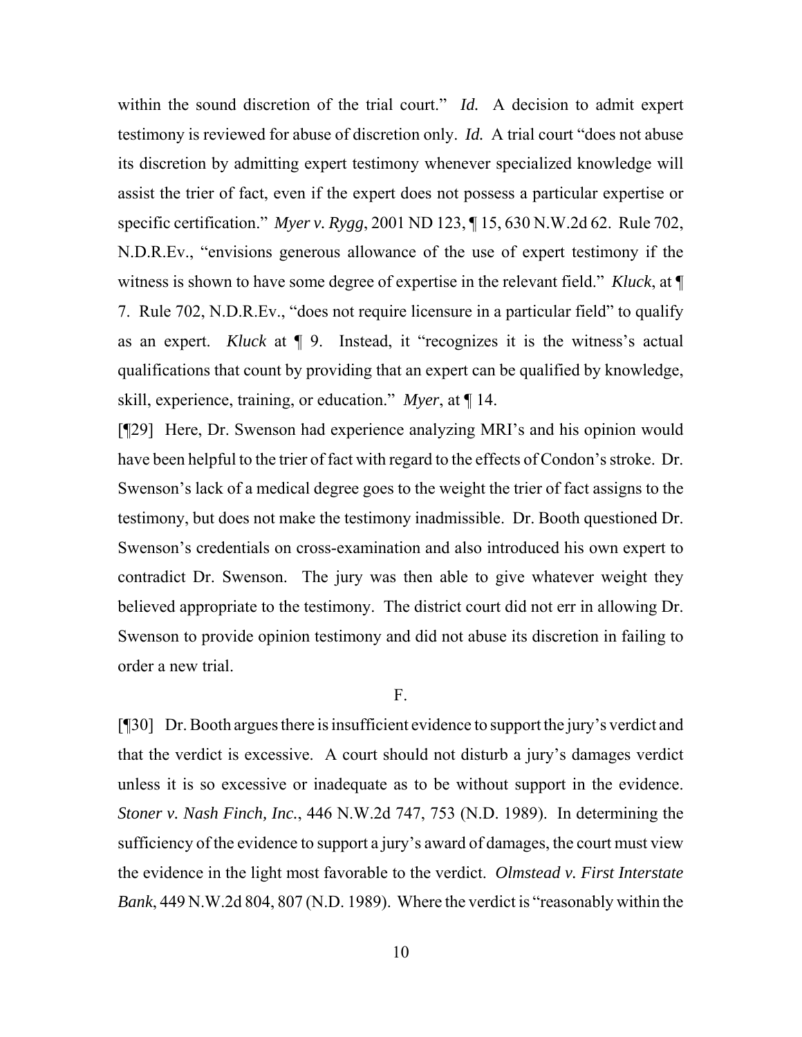within the sound discretion of the trial court." *Id.* A decision to admit expert testimony is reviewed for abuse of discretion only. *Id.* A trial court "does not abuse its discretion by admitting expert testimony whenever specialized knowledge will assist the trier of fact, even if the expert does not possess a particular expertise or specific certification." *Myer v. Rygg*, 2001 ND 123, ¶ 15, 630 N.W.2d 62. Rule 702, N.D.R.Ev., "envisions generous allowance of the use of expert testimony if the witness is shown to have some degree of expertise in the relevant field." *Kluck*, at ¶ 7. Rule 702, N.D.R.Ev., "does not require licensure in a particular field" to qualify as an expert. *Kluck* at ¶ 9. Instead, it "recognizes it is the witness's actual qualifications that count by providing that an expert can be qualified by knowledge, skill, experience, training, or education." *Myer*, at ¶ 14.

[¶29] Here, Dr. Swenson had experience analyzing MRI's and his opinion would have been helpful to the trier of fact with regard to the effects of Condon's stroke. Dr. Swenson's lack of a medical degree goes to the weight the trier of fact assigns to the testimony, but does not make the testimony inadmissible. Dr. Booth questioned Dr. Swenson's credentials on cross-examination and also introduced his own expert to contradict Dr. Swenson. The jury was then able to give whatever weight they believed appropriate to the testimony. The district court did not err in allowing Dr. Swenson to provide opinion testimony and did not abuse its discretion in failing to order a new trial.

F.

[¶30] Dr. Booth argues there is insufficient evidence to support the jury's verdict and that the verdict is excessive. A court should not disturb a jury's damages verdict unless it is so excessive or inadequate as to be without support in the evidence. *Stoner v. Nash Finch, Inc.*, 446 N.W.2d 747, 753 (N.D. 1989). In determining the sufficiency of the evidence to support a jury's award of damages, the court must view the evidence in the light most favorable to the verdict. *Olmstead v. First Interstate Bank*, 449 N.W.2d 804, 807 (N.D. 1989). Where the verdict is "reasonably within the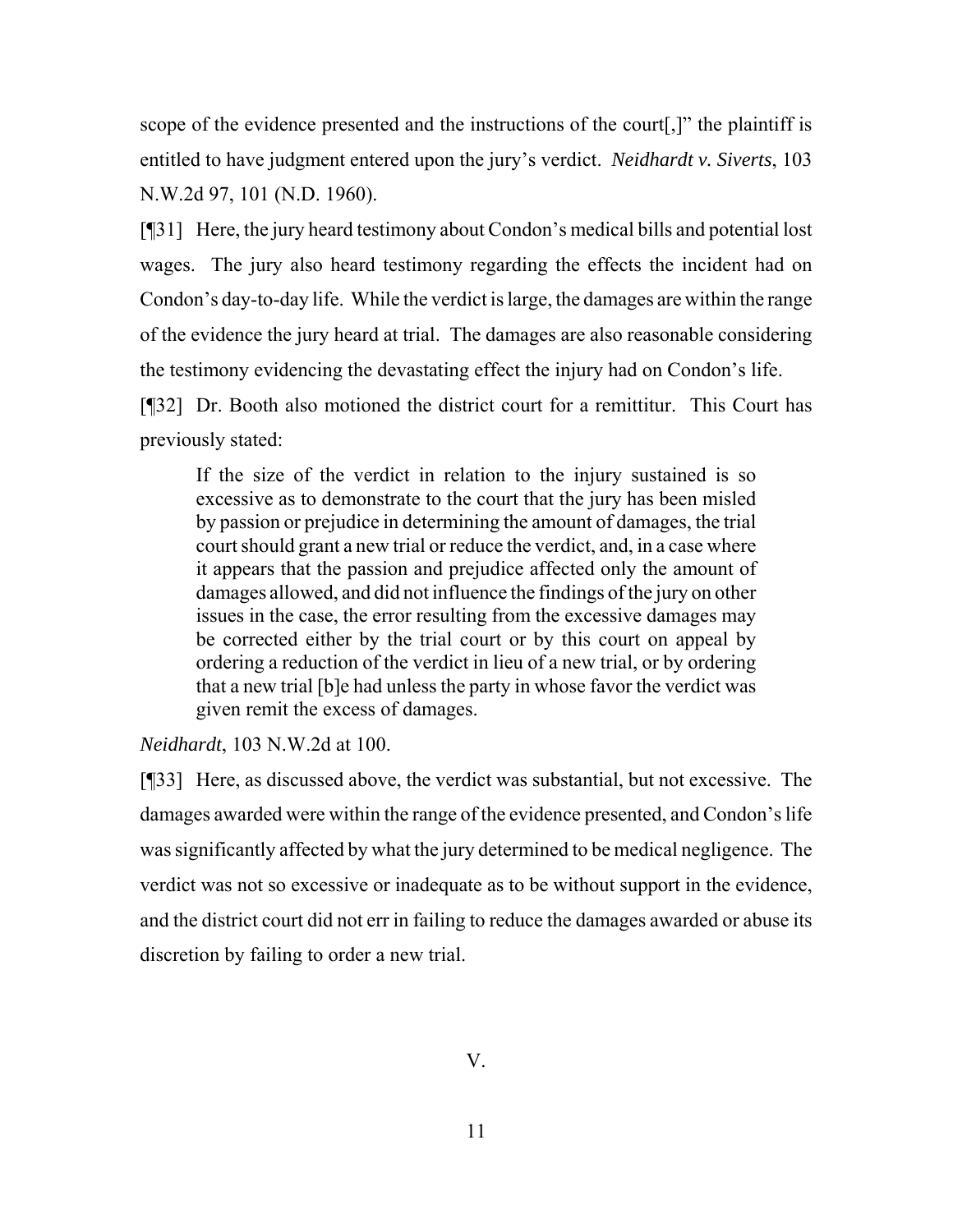scope of the evidence presented and the instructions of the court[,]" the plaintiff is entitled to have judgment entered upon the jury's verdict. *Neidhardt v. Siverts*, 103 N.W.2d 97, 101 (N.D. 1960).

[¶31] Here, the jury heard testimony about Condon's medical bills and potential lost wages. The jury also heard testimony regarding the effects the incident had on Condon's day-to-day life. While the verdict is large, the damages are within the range of the evidence the jury heard at trial. The damages are also reasonable considering the testimony evidencing the devastating effect the injury had on Condon's life.

[¶32] Dr. Booth also motioned the district court for a remittitur. This Court has previously stated:

> If the size of the verdict in relation to the injury sustained is so excessive as to demonstrate to the court that the jury has been misled by passion or prejudice in determining the amount of damages, the trial court should grant a new trial or reduce the verdict, and, in a case where it appears that the passion and prejudice affected only the amount of damages allowed, and did not influence the findings of the jury on other issues in the case, the error resulting from the excessive damages may be corrected either by the trial court or by this court on appeal by ordering a reduction of the verdict in lieu of a new trial, or by ordering that a new trial [b]e had unless the party in whose favor the verdict was given remit the excess of damages.

*Neidhardt*, 103 N.W.2d at 100.

[¶33] Here, as discussed above, the verdict was substantial, but not excessive. The damages awarded were within the range of the evidence presented, and Condon's life was significantly affected by what the jury determined to be medical negligence. The verdict was not so excessive or inadequate as to be without support in the evidence, and the district court did not err in failing to reduce the damages awarded or abuse its discretion by failing to order a new trial.

V.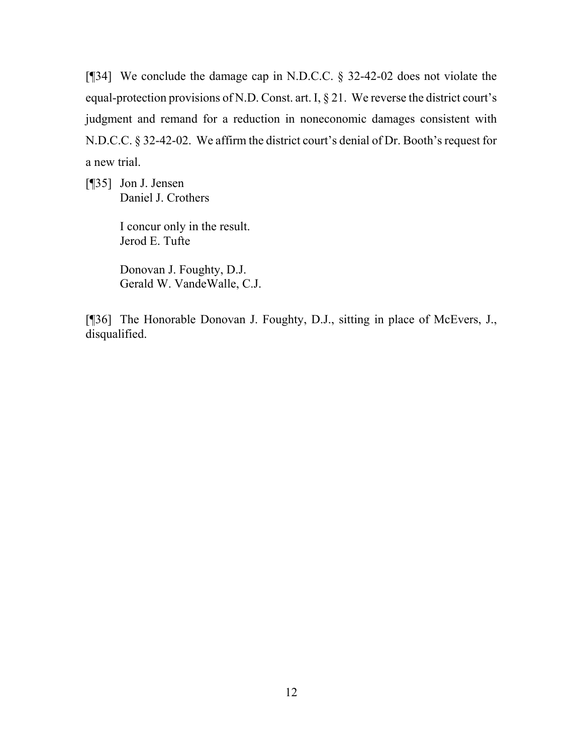[¶34] We conclude the damage cap in N.D.C.C. § 32-42-02 does not violate the equal-protection provisions of N.D. Const. art. I, § 21. We reverse the district court's judgment and remand for a reduction in noneconomic damages consistent with N.D.C.C. § 32-42-02. We affirm the district court's denial of Dr. Booth's request for a new trial.

[¶35] Jon J. Jensen
Daniel J. Crothers

I concur only in the result.
Jerod E. Tufte

Donovan J. Foughty, D.J.
Gerald W. VandeWalle, C.J.

[¶36] The Honorable Donovan J. Foughty, D.J., sitting in place of McEvers, J., disqualified.